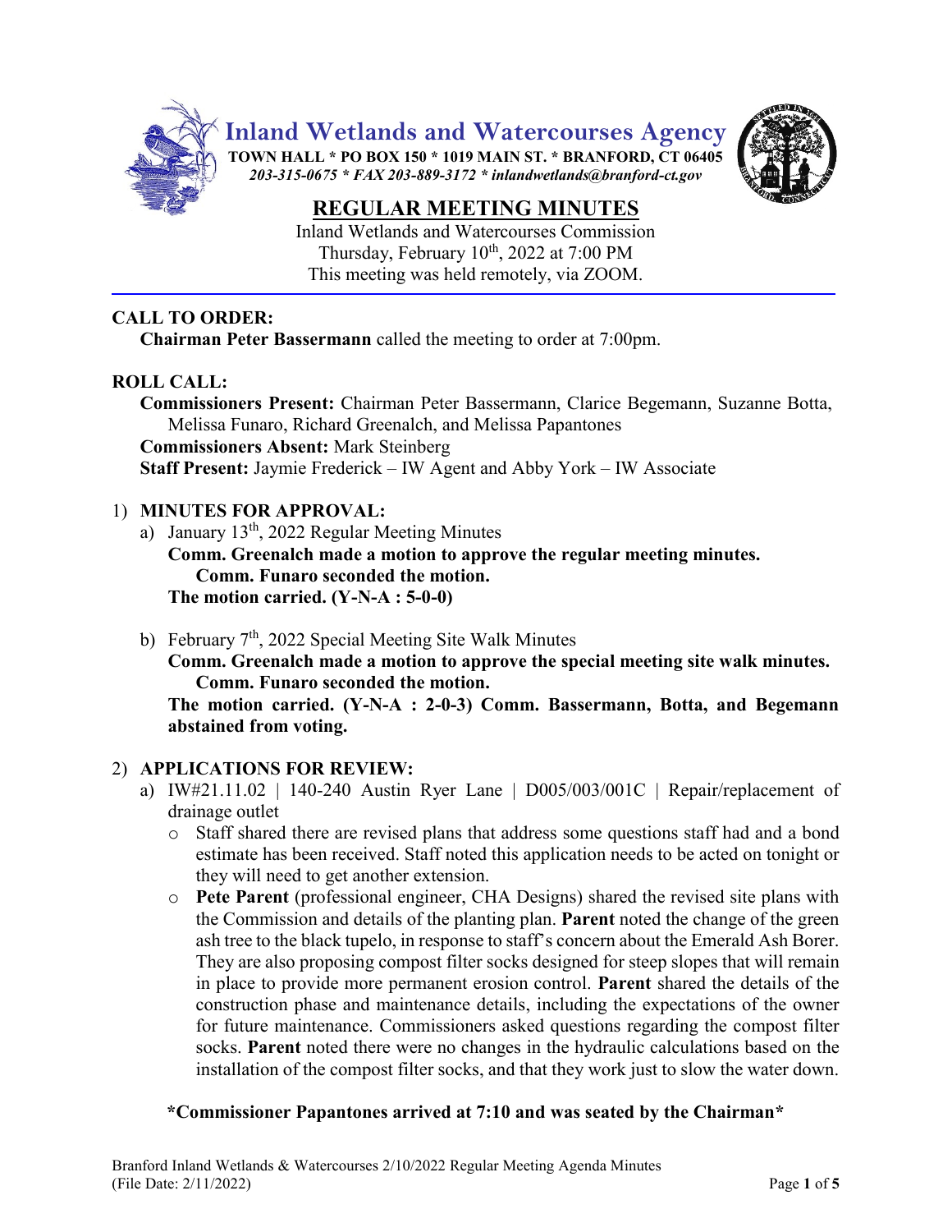# Inland Wetlands and Watercourses Agency

**TOWN HALL * PO BOX 150 * 1019 MAIN ST. * BRANFORD, CT 06405**
*203-315-0675 * FAX 203-889-3172 * inlandwetlands@branford-ct.gov*

## REGULAR MEETING MINUTES

Inland Wetlands and Watercourses Commission
Thursday, February 10th, 2022 at 7:00 PM
This meeting was held remotely, via ZOOM.

---

**CALL TO ORDER:**

**Chairman Peter Bassermann** called the meeting to order at 7:00pm.

**ROLL CALL:**

**Commissioners Present:** Chairman Peter Bassermann, Clarice Begemann, Suzanne Botta, Melissa Funaro, Richard Greenalch, and Melissa Papantones
**Commissioners Absent:** Mark Steinberg
**Staff Present:** Jaymie Frederick – IW Agent and Abby York – IW Associate

1) **MINUTES FOR APPROVAL:**
   a) January 13th, 2022 Regular Meeting Minutes
      **Comm. Greenalch made a motion to approve the regular meeting minutes.**
      **Comm. Funaro seconded the motion.**
      **The motion carried. (Y-N-A : 5-0-0)**

   b) February 7th, 2022 Special Meeting Site Walk Minutes
      **Comm. Greenalch made a motion to approve the special meeting site walk minutes.**
      **Comm. Funaro seconded the motion.**
      **The motion carried. (Y-N-A : 2-0-3) Comm. Bassermann, Botta, and Begemann abstained from voting.**

2) **APPLICATIONS FOR REVIEW:**
   a) IW#21.11.02 | 140-240 Austin Ryer Lane | D005/003/001C | Repair/replacement of drainage outlet
      - Staff shared there are revised plans that address some questions staff had and a bond estimate has been received. Staff noted this application needs to be acted on tonight or they will need to get another extension.
      - **Pete Parent** (professional engineer, CHA Designs) shared the revised site plans with the Commission and details of the planting plan. **Parent** noted the change of the green ash tree to the black tupelo, in response to staff's concern about the Emerald Ash Borer. They are also proposing compost filter socks designed for steep slopes that will remain in place to provide more permanent erosion control. **Parent** shared the details of the construction phase and maintenance details, including the expectations of the owner for future maintenance. Commissioners asked questions regarding the compost filter socks. **Parent** noted there were no changes in the hydraulic calculations based on the installation of the compost filter socks, and that they work just to slow the water down.

      **\*Commissioner Papantones arrived at 7:10 and was seated by the Chairman\***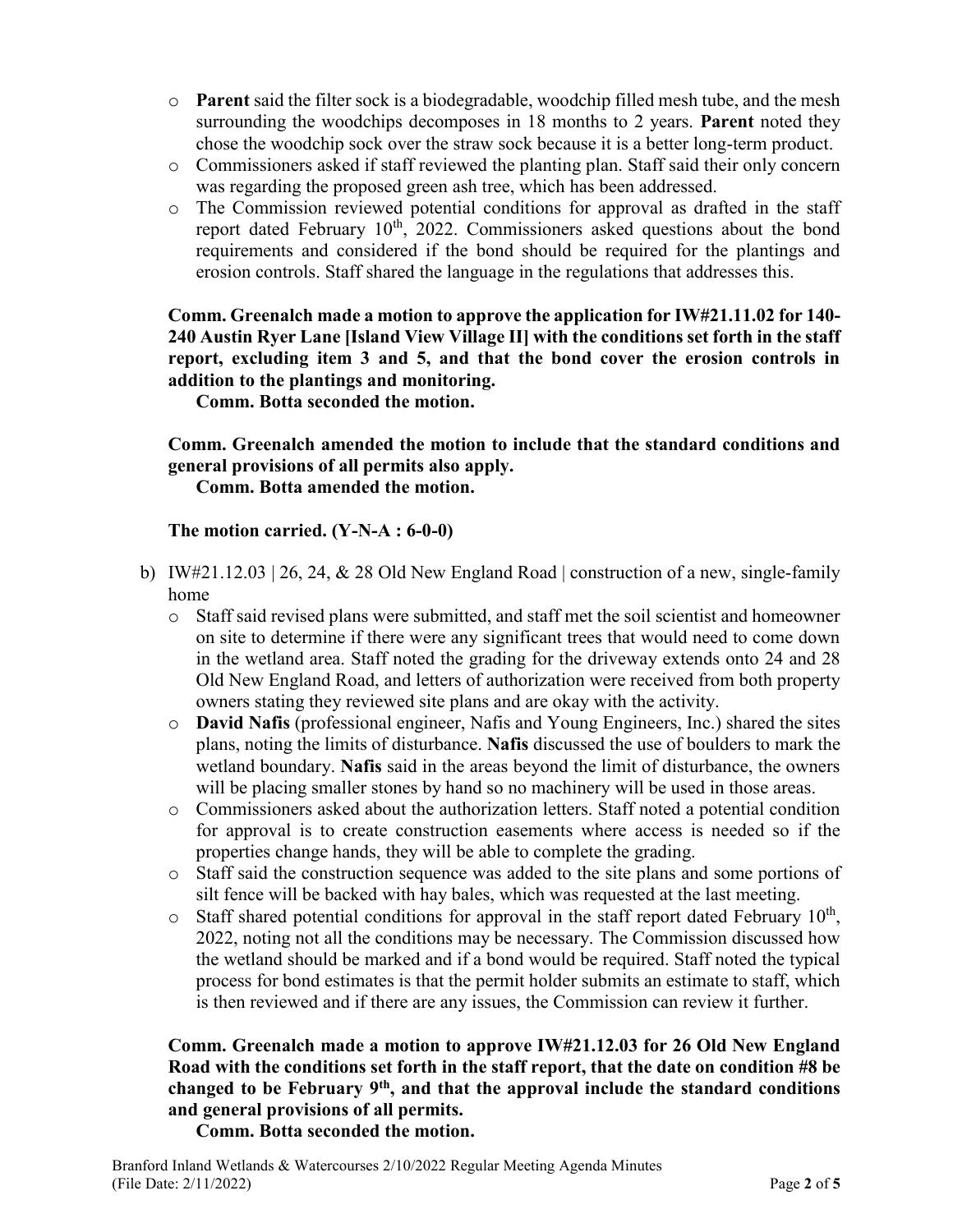- **Parent** said the filter sock is a biodegradable, woodchip filled mesh tube, and the mesh surrounding the woodchips decomposes in 18 months to 2 years. **Parent** noted they chose the woodchip sock over the straw sock because it is a better long-term product.
  - Commissioners asked if staff reviewed the planting plan. Staff said their only concern was regarding the proposed green ash tree, which has been addressed.
  - The Commission reviewed potential conditions for approval as drafted in the staff report dated February 10th, 2022. Commissioners asked questions about the bond requirements and considered if the bond should be required for the plantings and erosion controls. Staff shared the language in the regulations that addresses this.

**Comm. Greenalch made a motion to approve the application for IW#21.11.02 for 140-240 Austin Ryer Lane [Island View Village II] with the conditions set forth in the staff report, excluding item 3 and 5, and that the bond cover the erosion controls in addition to the plantings and monitoring.**
**Comm. Botta seconded the motion.**

**Comm. Greenalch amended the motion to include that the standard conditions and general provisions of all permits also apply.**
**Comm. Botta amended the motion.**

**The motion carried. (Y-N-A : 6-0-0)**

b) IW#21.12.03 | 26, 24, & 28 Old New England Road | construction of a new, single-family home
  - Staff said revised plans were submitted, and staff met the soil scientist and homeowner on site to determine if there were any significant trees that would need to come down in the wetland area. Staff noted the grading for the driveway extends onto 24 and 28 Old New England Road, and letters of authorization were received from both property owners stating they reviewed site plans and are okay with the activity.
  - **David Nafis** (professional engineer, Nafis and Young Engineers, Inc.) shared the sites plans, noting the limits of disturbance. **Nafis** discussed the use of boulders to mark the wetland boundary. **Nafis** said in the areas beyond the limit of disturbance, the owners will be placing smaller stones by hand so no machinery will be used in those areas.
  - Commissioners asked about the authorization letters. Staff noted a potential condition for approval is to create construction easements where access is needed so if the properties change hands, they will be able to complete the grading.
  - Staff said the construction sequence was added to the site plans and some portions of silt fence will be backed with hay bales, which was requested at the last meeting.
  - Staff shared potential conditions for approval in the staff report dated February 10th, 2022, noting not all the conditions may be necessary. The Commission discussed how the wetland should be marked and if a bond would be required. Staff noted the typical process for bond estimates is that the permit holder submits an estimate to staff, which is then reviewed and if there are any issues, the Commission can review it further.

**Comm. Greenalch made a motion to approve IW#21.12.03 for 26 Old New England Road with the conditions set forth in the staff report, that the date on condition #8 be changed to be February 9th, and that the approval include the standard conditions and general provisions of all permits.**
**Comm. Botta seconded the motion.**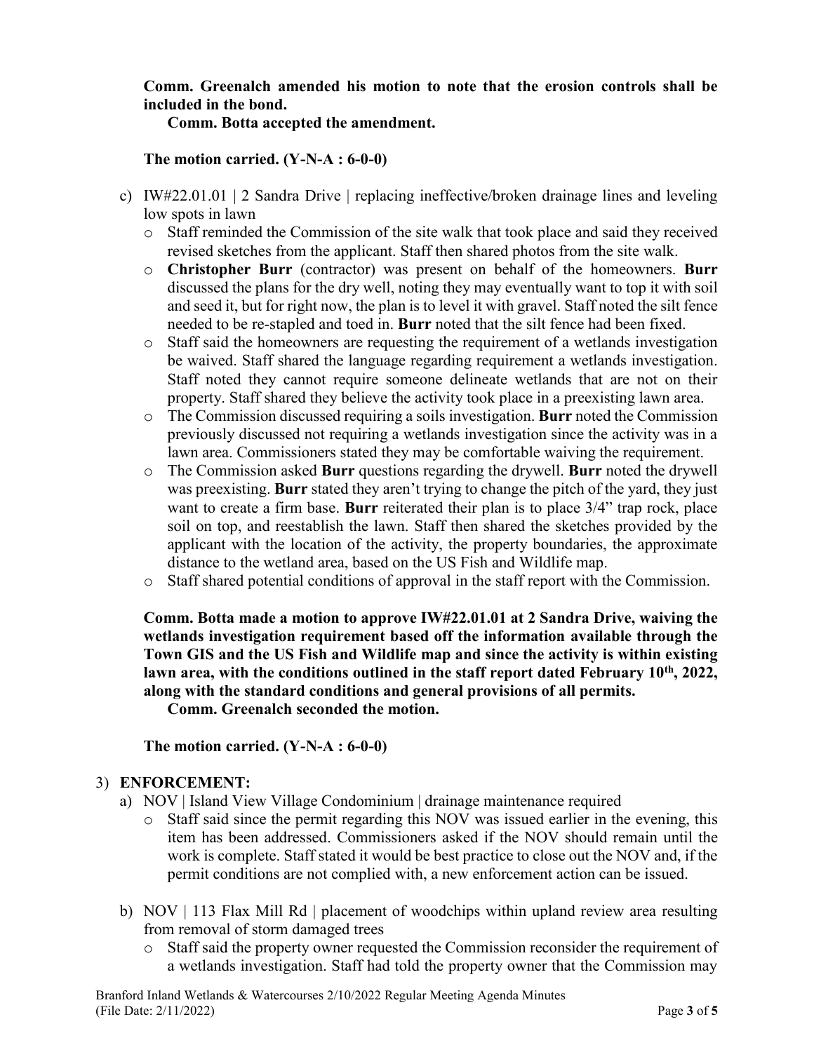**Comm. Greenalch amended his motion to note that the erosion controls shall be included in the bond.**

**Comm. Botta accepted the amendment.**

**The motion carried. (Y-N-A : 6-0-0)**

c) IW#22.01.01 | 2 Sandra Drive | replacing ineffective/broken drainage lines and leveling low spots in lawn
   - Staff reminded the Commission of the site walk that took place and said they received revised sketches from the applicant. Staff then shared photos from the site walk.
   - **Christopher Burr** (contractor) was present on behalf of the homeowners. **Burr** discussed the plans for the dry well, noting they may eventually want to top it with soil and seed it, but for right now, the plan is to level it with gravel. Staff noted the silt fence needed to be re-stapled and toed in. **Burr** noted that the silt fence had been fixed.
   - Staff said the homeowners are requesting the requirement of a wetlands investigation be waived. Staff shared the language regarding requirement a wetlands investigation. Staff noted they cannot require someone delineate wetlands that are not on their property. Staff shared they believe the activity took place in a preexisting lawn area.
   - The Commission discussed requiring a soils investigation. **Burr** noted the Commission previously discussed not requiring a wetlands investigation since the activity was in a lawn area. Commissioners stated they may be comfortable waiving the requirement.
   - The Commission asked **Burr** questions regarding the drywell. **Burr** noted the drywell was preexisting. **Burr** stated they aren't trying to change the pitch of the yard, they just want to create a firm base. **Burr** reiterated their plan is to place 3/4" trap rock, place soil on top, and reestablish the lawn. Staff then shared the sketches provided by the applicant with the location of the activity, the property boundaries, the approximate distance to the wetland area, based on the US Fish and Wildlife map.
   - Staff shared potential conditions of approval in the staff report with the Commission.

**Comm. Botta made a motion to approve IW#22.01.01 at 2 Sandra Drive, waiving the wetlands investigation requirement based off the information available through the Town GIS and the US Fish and Wildlife map and since the activity is within existing lawn area, with the conditions outlined in the staff report dated February 10th, 2022, along with the standard conditions and general provisions of all permits.**

**Comm. Greenalch seconded the motion.**

**The motion carried. (Y-N-A : 6-0-0)**

3) **ENFORCEMENT:**

a) NOV | Island View Village Condominium | drainage maintenance required
   - Staff said since the permit regarding this NOV was issued earlier in the evening, this item has been addressed. Commissioners asked if the NOV should remain until the work is complete. Staff stated it would be best practice to close out the NOV and, if the permit conditions are not complied with, a new enforcement action can be issued.

b) NOV | 113 Flax Mill Rd | placement of woodchips within upland review area resulting from removal of storm damaged trees
   - Staff said the property owner requested the Commission reconsider the requirement of a wetlands investigation. Staff had told the property owner that the Commission may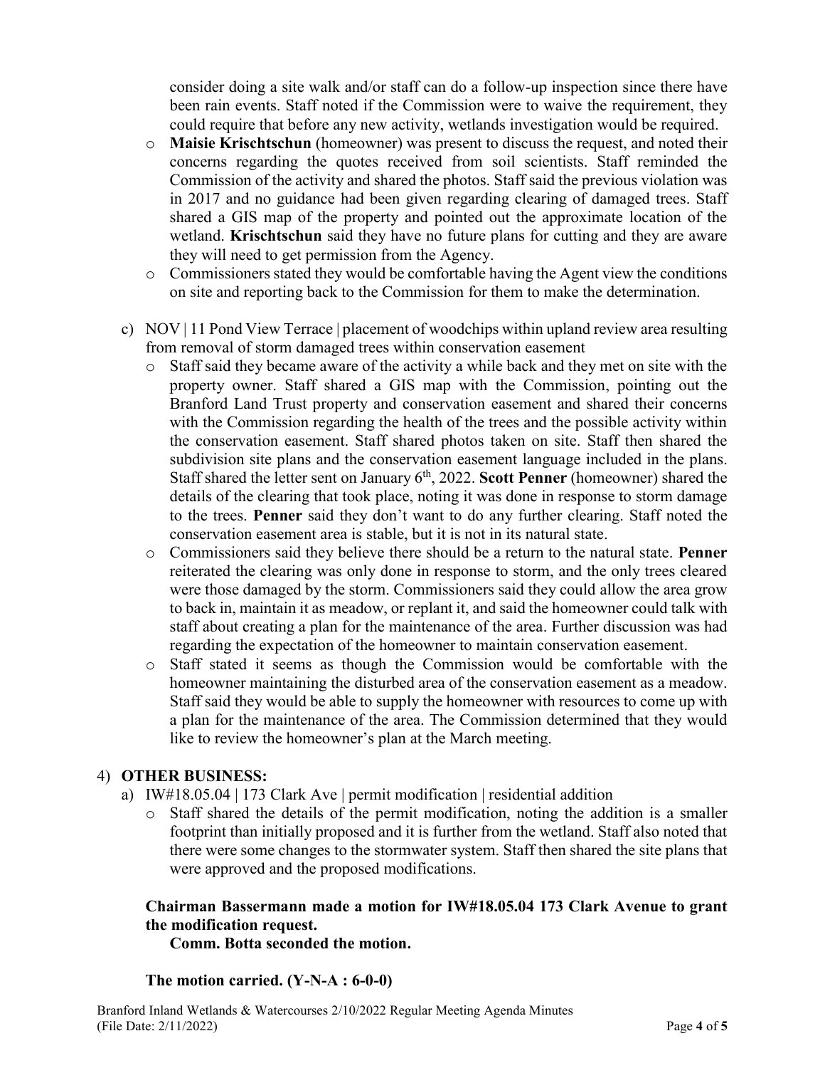consider doing a site walk and/or staff can do a follow-up inspection since there have been rain events. Staff noted if the Commission were to waive the requirement, they could require that before any new activity, wetlands investigation would be required.

- **Maisie Krischtschun** (homeowner) was present to discuss the request, and noted their concerns regarding the quotes received from soil scientists. Staff reminded the Commission of the activity and shared the photos. Staff said the previous violation was in 2017 and no guidance had been given regarding clearing of damaged trees. Staff shared a GIS map of the property and pointed out the approximate location of the wetland. **Krischtschun** said they have no future plans for cutting and they are aware they will need to get permission from the Agency.
- Commissioners stated they would be comfortable having the Agent view the conditions on site and reporting back to the Commission for them to make the determination.

c) NOV | 11 Pond View Terrace | placement of woodchips within upland review area resulting from removal of storm damaged trees within conservation easement

- Staff said they became aware of the activity a while back and they met on site with the property owner. Staff shared a GIS map with the Commission, pointing out the Branford Land Trust property and conservation easement and shared their concerns with the Commission regarding the health of the trees and the possible activity within the conservation easement. Staff shared photos taken on site. Staff then shared the subdivision site plans and the conservation easement language included in the plans. Staff shared the letter sent on January 6th, 2022. **Scott Penner** (homeowner) shared the details of the clearing that took place, noting it was done in response to storm damage to the trees. **Penner** said they don't want to do any further clearing. Staff noted the conservation easement area is stable, but it is not in its natural state.
- Commissioners said they believe there should be a return to the natural state. **Penner** reiterated the clearing was only done in response to storm, and the only trees cleared were those damaged by the storm. Commissioners said they could allow the area grow to back in, maintain it as meadow, or replant it, and said the homeowner could talk with staff about creating a plan for the maintenance of the area. Further discussion was had regarding the expectation of the homeowner to maintain conservation easement.
- Staff stated it seems as though the Commission would be comfortable with the homeowner maintaining the disturbed area of the conservation easement as a meadow. Staff said they would be able to supply the homeowner with resources to come up with a plan for the maintenance of the area. The Commission determined that they would like to review the homeowner's plan at the March meeting.

4) **OTHER BUSINESS:**

a) IW#18.05.04 | 173 Clark Ave | permit modification | residential addition

- Staff shared the details of the permit modification, noting the addition is a smaller footprint than initially proposed and it is further from the wetland. Staff also noted that there were some changes to the stormwater system. Staff then shared the site plans that were approved and the proposed modifications.

**Chairman Bassermann made a motion for IW#18.05.04 173 Clark Avenue to grant the modification request.**

**Comm. Botta seconded the motion.**

**The motion carried. (Y-N-A : 6-0-0)**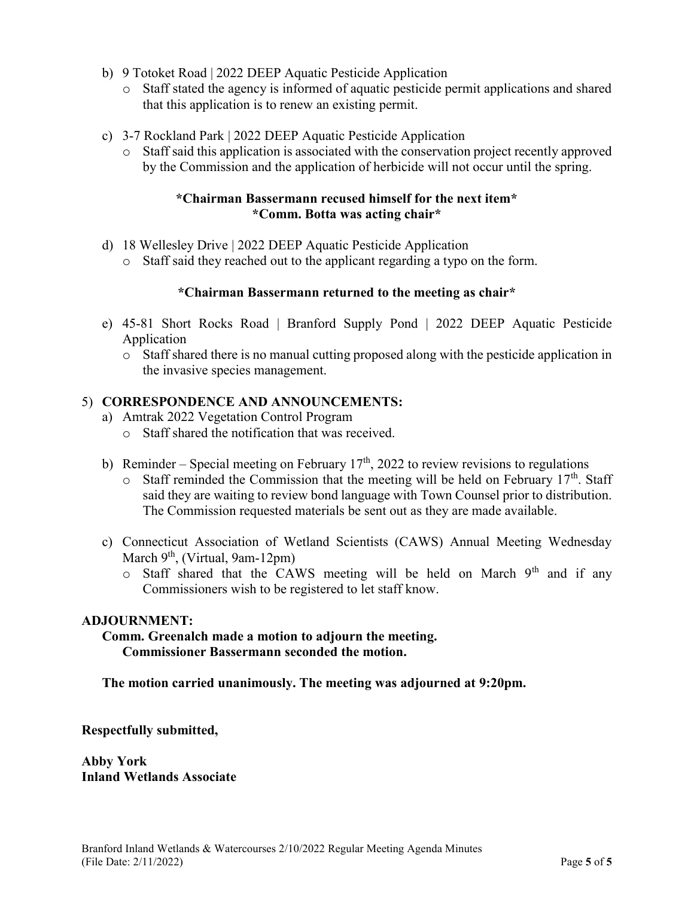b) 9 Totoket Road | 2022 DEEP Aquatic Pesticide Application
   - Staff stated the agency is informed of aquatic pesticide permit applications and shared that this application is to renew an existing permit.

c) 3-7 Rockland Park | 2022 DEEP Aquatic Pesticide Application
   - Staff said this application is associated with the conservation project recently approved by the Commission and the application of herbicide will not occur until the spring.

**\*Chairman Bassermann recused himself for the next item\***
**\*Comm. Botta was acting chair\***

d) 18 Wellesley Drive | 2022 DEEP Aquatic Pesticide Application
   - Staff said they reached out to the applicant regarding a typo on the form.

**\*Chairman Bassermann returned to the meeting as chair\***

e) 45-81 Short Rocks Road | Branford Supply Pond | 2022 DEEP Aquatic Pesticide Application
   - Staff shared there is no manual cutting proposed along with the pesticide application in the invasive species management.

5) **CORRESPONDENCE AND ANNOUNCEMENTS:**

a) Amtrak 2022 Vegetation Control Program
   - Staff shared the notification that was received.

b) Reminder – Special meeting on February 17th, 2022 to review revisions to regulations
   - Staff reminded the Commission that the meeting will be held on February 17th. Staff said they are waiting to review bond language with Town Counsel prior to distribution. The Commission requested materials be sent out as they are made available.

c) Connecticut Association of Wetland Scientists (CAWS) Annual Meeting Wednesday March 9th, (Virtual, 9am-12pm)
   - Staff shared that the CAWS meeting will be held on March 9th and if any Commissioners wish to be registered to let staff know.

**ADJOURNMENT:**

**Comm. Greenalch made a motion to adjourn the meeting.**
**Commissioner Bassermann seconded the motion.**

**The motion carried unanimously. The meeting was adjourned at 9:20pm.**

**Respectfully submitted,**

**Abby York**
**Inland Wetlands Associate**